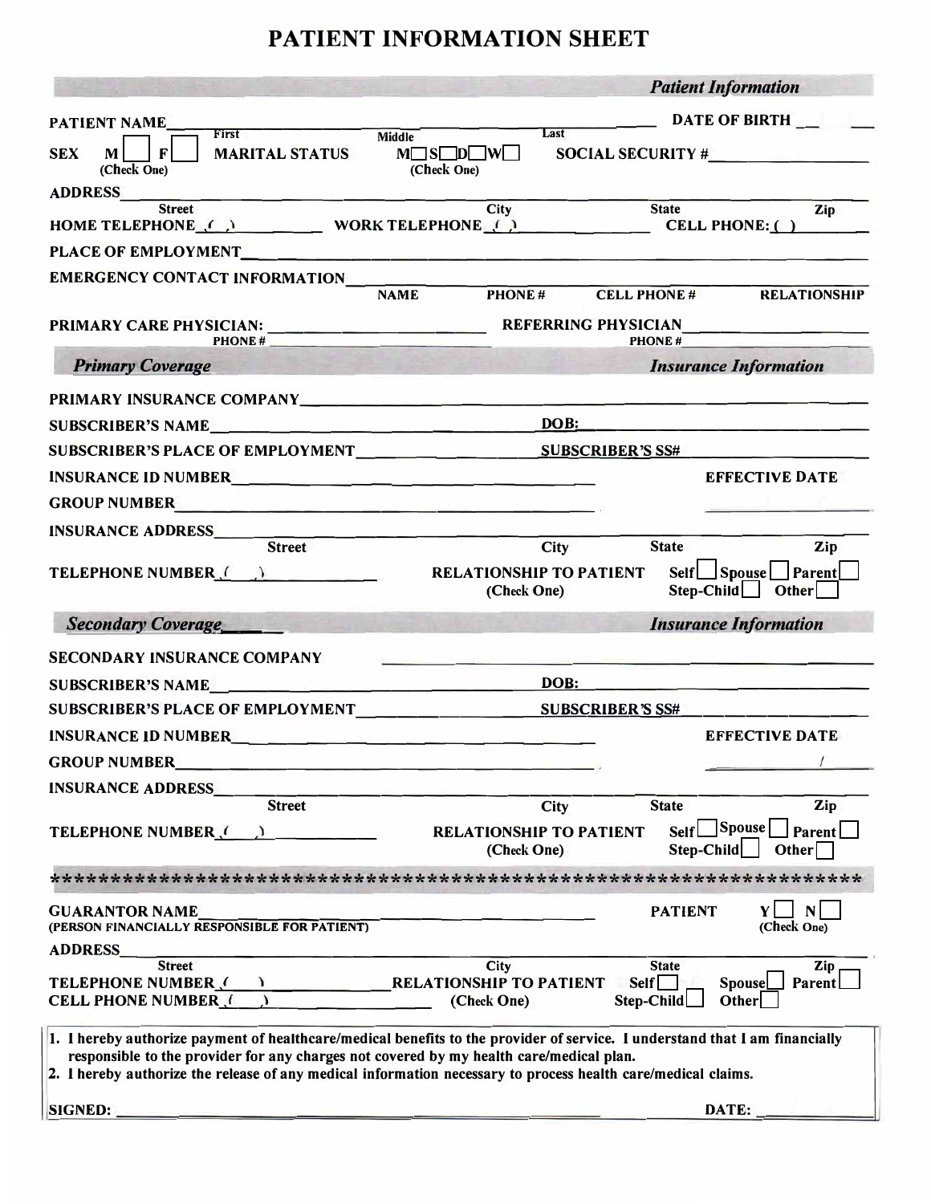# PATIENT INFORMATION SHEET

***Patient Information***

**PATIENT NAME** ______________________________ **DATE OF BIRTH** __ __
First Middle Last

**SEX** M ☐ F ☐ (Check One) **MARITAL STATUS** M☐ S☐ D☐ W☐ (Check One) **SOCIAL SECURITY #** ______________

**ADDRESS** ______________________________
Street City State Zip

**HOME TELEPHONE** ( ) ________ **WORK TELEPHONE** ( ) ________ **CELL PHONE:** ( ) ________

**PLACE OF EMPLOYMENT** ______________________________

**EMERGENCY CONTACT INFORMATION** ______________________________
NAME PHONE # CELL PHONE # RELATIONSHIP

**PRIMARY CARE PHYSICIAN:** ______________ **REFERRING PHYSICIAN** ______________
PHONE # PHONE #

***Primary Coverage*** ***Insurance Information***

**PRIMARY INSURANCE COMPANY** ______________________________

**SUBSCRIBER'S NAME** ______________ **DOB:** ______________

**SUBSCRIBER'S PLACE OF EMPLOYMENT** ______________ **SUBSCRIBER'S SS#** ______________

**INSURANCE ID NUMBER** ______________ **EFFECTIVE DATE**

**GROUP NUMBER** ______________ ______________

**INSURANCE ADDRESS** ______________________________
Street City State Zip

**TELEPHONE NUMBER** ( ) ________ **RELATIONSHIP TO PATIENT** (Check One) Self ☐ Spouse ☐ Parent ☐ Step-Child ☐ Other ☐

***Secondary Coverage*** ***Insurance Information***

**SECONDARY INSURANCE COMPANY** ______________________________

**SUBSCRIBER'S NAME** ______________ **DOB:** ______________

**SUBSCRIBER'S PLACE OF EMPLOYMENT** ______________ **SUBSCRIBER'S SS#** ______________

**INSURANCE ID NUMBER** ______________ **EFFECTIVE DATE**

**GROUP NUMBER** ______________ ______ / ______

**INSURANCE ADDRESS** ______________________________
Street City State Zip

**TELEPHONE NUMBER** ( ) ________ **RELATIONSHIP TO PATIENT** (Check One) Self ☐ Spouse ☐ Parent ☐ Step-Child ☐ Other ☐

**************************************************************************

**GUARANTOR NAME** ______________________________ **PATIENT** Y ☐ N ☐ (Check One)
(PERSON FINANCIALLY RESPONSIBLE FOR PATIENT)

**ADDRESS** ______________________________
Street City State Zip

**TELEPHONE NUMBER** ( ) ________ **RELATIONSHIP TO PATIENT** (Check One) Self ☐ Spouse ☐ Parent ☐ Step-Child ☐ Other ☐
**CELL PHONE NUMBER** ( ) ________

1. I hereby authorize payment of healthcare/medical benefits to the provider of service. I understand that I am financially responsible to the provider for any charges not covered by my health care/medical plan.
2. I hereby authorize the release of any medical information necessary to process health care/medical claims.

**SIGNED:** ______________________________ **DATE:** ______________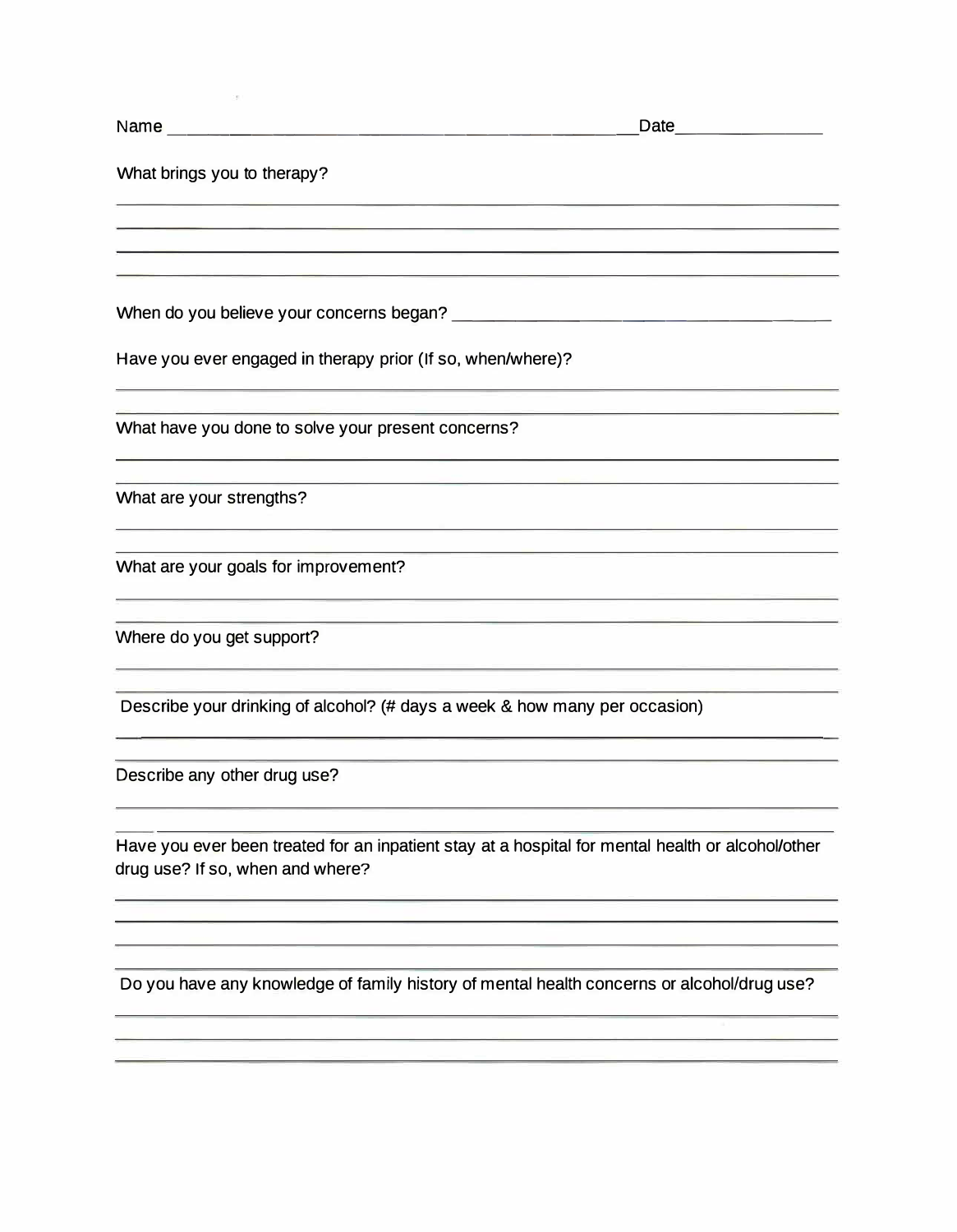Name ______________________________________________ Date______________

What brings you to therapy?

______________________________________________________________________

______________________________________________________________________

______________________________________________________________________

______________________________________________________________________

When do you believe your concerns began? ____________________________________

Have you ever engaged in therapy prior (If so, when/where)?

______________________________________________________________________

______________________________________________________________________

What have you done to solve your present concerns?

______________________________________________________________________

______________________________________________________________________

What are your strengths?

______________________________________________________________________

______________________________________________________________________

What are your goals for improvement?

______________________________________________________________________

______________________________________________________________________

Where do you get support?

______________________________________________________________________

______________________________________________________________________

Describe your drinking of alcohol? (# days a week & how many per occasion)

______________________________________________________________________

______________________________________________________________________

Describe any other drug use?

______________________________________________________________________

______________________________________________________________________

Have you ever been treated for an inpatient stay at a hospital for mental health or alcohol/other drug use? If so, when and where?

______________________________________________________________________

______________________________________________________________________

______________________________________________________________________

______________________________________________________________________

Do you have any knowledge of family history of mental health concerns or alcohol/drug use?

______________________________________________________________________

______________________________________________________________________

______________________________________________________________________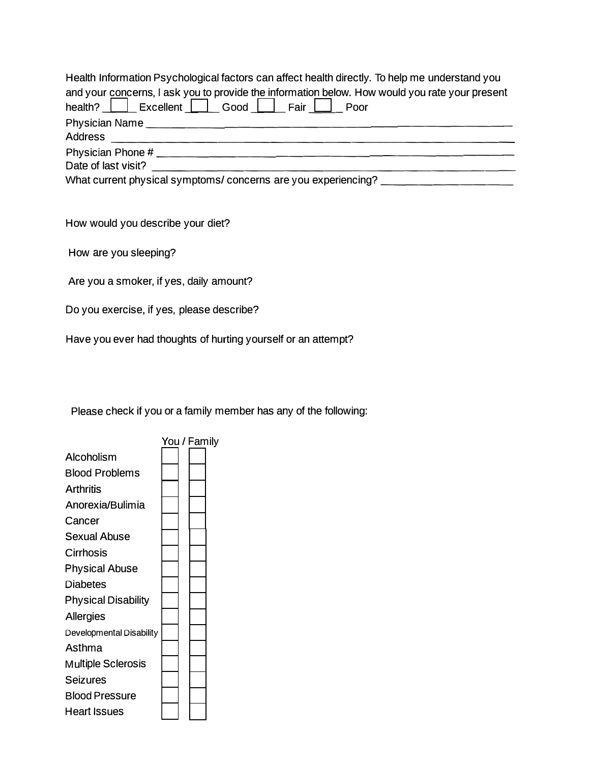Health Information Psychological factors can affect health directly. To help me understand you and your concerns, I ask you to provide the information below. How would you rate your present health? ☐ Excellent ☐ Good ☐ Fair ☐ Poor

Physician Name ______________________________________________

Address ______________________________________________

Physician Phone # ______________________________________________

Date of last visit? ______________________________________________

What current physical symptoms/ concerns are you experiencing? ______________________

How would you describe your diet?

How are you sleeping?

Are you a smoker, if yes, daily amount?

Do you exercise, if yes, please describe?

Have you ever had thoughts of hurting yourself or an attempt?

Please check if you or a family member has any of the following:

| | You | Family |
|---|---|---|
| Alcoholism | ☐ | ☐ |
| Blood Problems | ☐ | ☐ |
| Arthritis | ☐ | ☐ |
| Anorexia/Bulimia | ☐ | ☐ |
| Cancer | ☐ | ☐ |
| Sexual Abuse | ☐ | ☐ |
| Cirrhosis | ☐ | ☐ |
| Physical Abuse | ☐ | ☐ |
| Diabetes | ☐ | ☐ |
| Physical Disability | ☐ | ☐ |
| Allergies | ☐ | ☐ |
| Developmental Disability | ☐ | ☐ |
| Asthma | ☐ | ☐ |
| Multiple Sclerosis | ☐ | ☐ |
| Seizures | ☐ | ☐ |
| Blood Pressure | ☐ | ☐ |
| Heart Issues | ☐ | ☐ |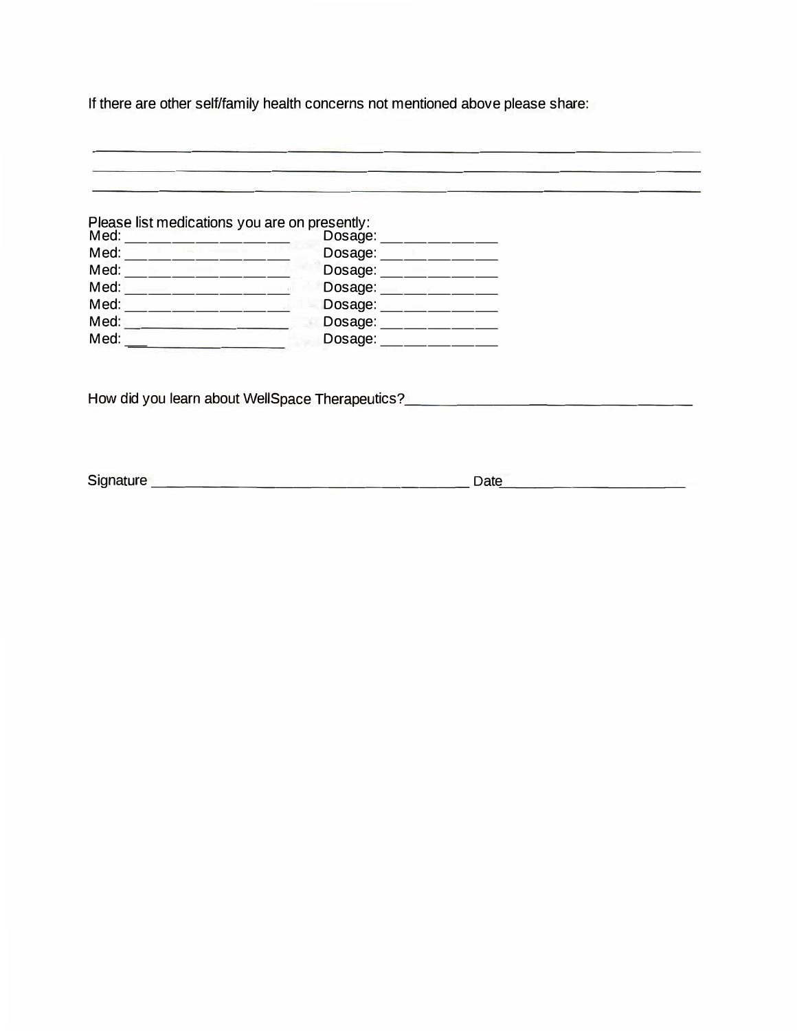If there are other self/family health concerns not mentioned above please share:

______________________________________________________________________________
______________________________________________________________________________
______________________________________________________________________________

Please list medications you are on presently:

Med: ____________________ Dosage: ______________
Med: ____________________ Dosage: ______________
Med: ____________________ Dosage: ______________
Med: ____________________ Dosage: ______________
Med: ____________________ Dosage: ______________
Med: ____________________ Dosage: ______________
Med: ____________________ Dosage: ______________

How did you learn about WellSpace Therapeutics?______________________________

Signature ________________________________________ Date______________________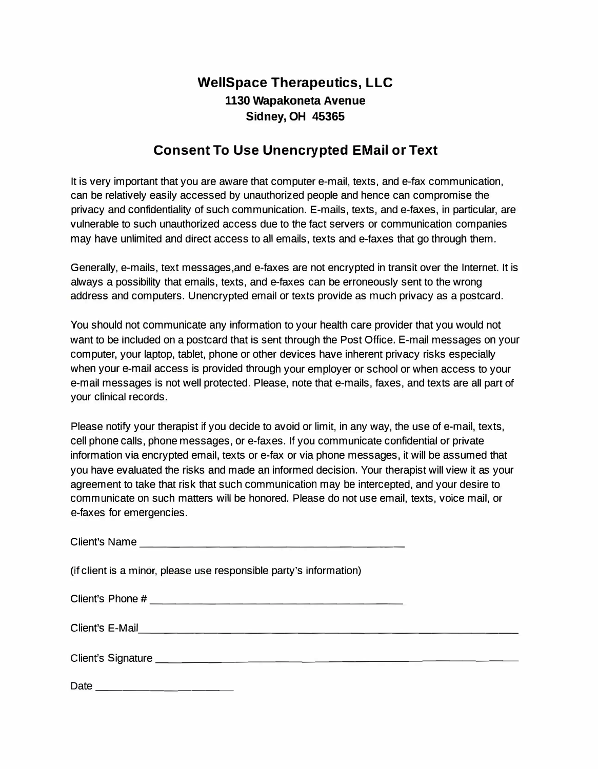# WellSpace Therapeutics, LLC

**1130 Wapakoneta Avenue**
**Sidney, OH 45365**

## Consent To Use Unencrypted EMail or Text

It is very important that you are aware that computer e-mail, texts, and e-fax communication, can be relatively easily accessed by unauthorized people and hence can compromise the privacy and confidentiality of such communication. E-mails, texts, and e-faxes, in particular, are vulnerable to such unauthorized access due to the fact servers or communication companies may have unlimited and direct access to all emails, texts and e-faxes that go through them.

Generally, e-mails, text messages,and e-faxes are not encrypted in transit over the Internet. It is always a possibility that emails, texts, and e-faxes can be erroneously sent to the wrong address and computers. Unencrypted email or texts provide as much privacy as a postcard.

You should not communicate any information to your health care provider that you would not want to be included on a postcard that is sent through the Post Office. E-mail messages on your computer, your laptop, tablet, phone or other devices have inherent privacy risks especially when your e-mail access is provided through your employer or school or when access to your e-mail messages is not well protected. Please, note that e-mails, faxes, and texts are all part of your clinical records.

Please notify your therapist if you decide to avoid or limit, in any way, the use of e-mail, texts, cell phone calls, phone messages, or e-faxes. If you communicate confidential or private information via encrypted email, texts or e-fax or via phone messages, it will be assumed that you have evaluated the risks and made an informed decision. Your therapist will view it as your agreement to take that risk that such communication may be intercepted, and your desire to communicate on such matters will be honored. Please do not use email, texts, voice mail, or e-faxes for emergencies.

Client's Name ____________________________________________

(if client is a minor, please use responsible party's information)

Client's Phone # __________________________________________

Client's E-Mail______________________________________________________________

Client's Signature ___________________________________________________________

Date ______________________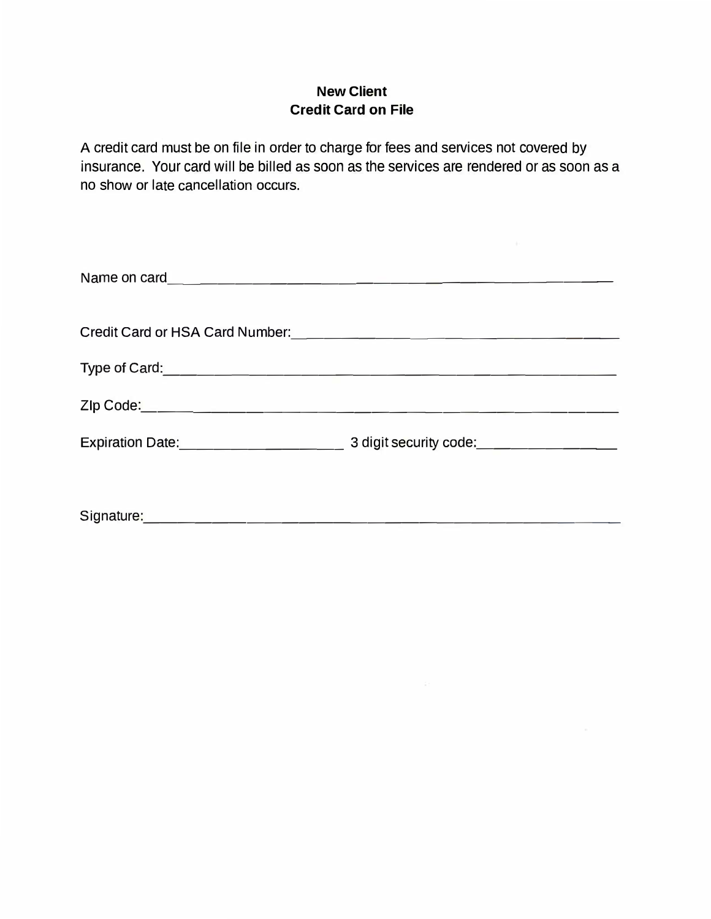**New Client**
**Credit Card on File**

A credit card must be on file in order to charge for fees and services not covered by insurance. Your card will be billed as soon as the services are rendered or as soon as a no show or late cancellation occurs.

Name on card_______________________________________________

Credit Card or HSA Card Number:_______________________________

Type of Card:_______________________________________________

ZIp Code:__________________________________________________

Expiration Date:____________________ 3 digit security code:________________

Signature:__________________________________________________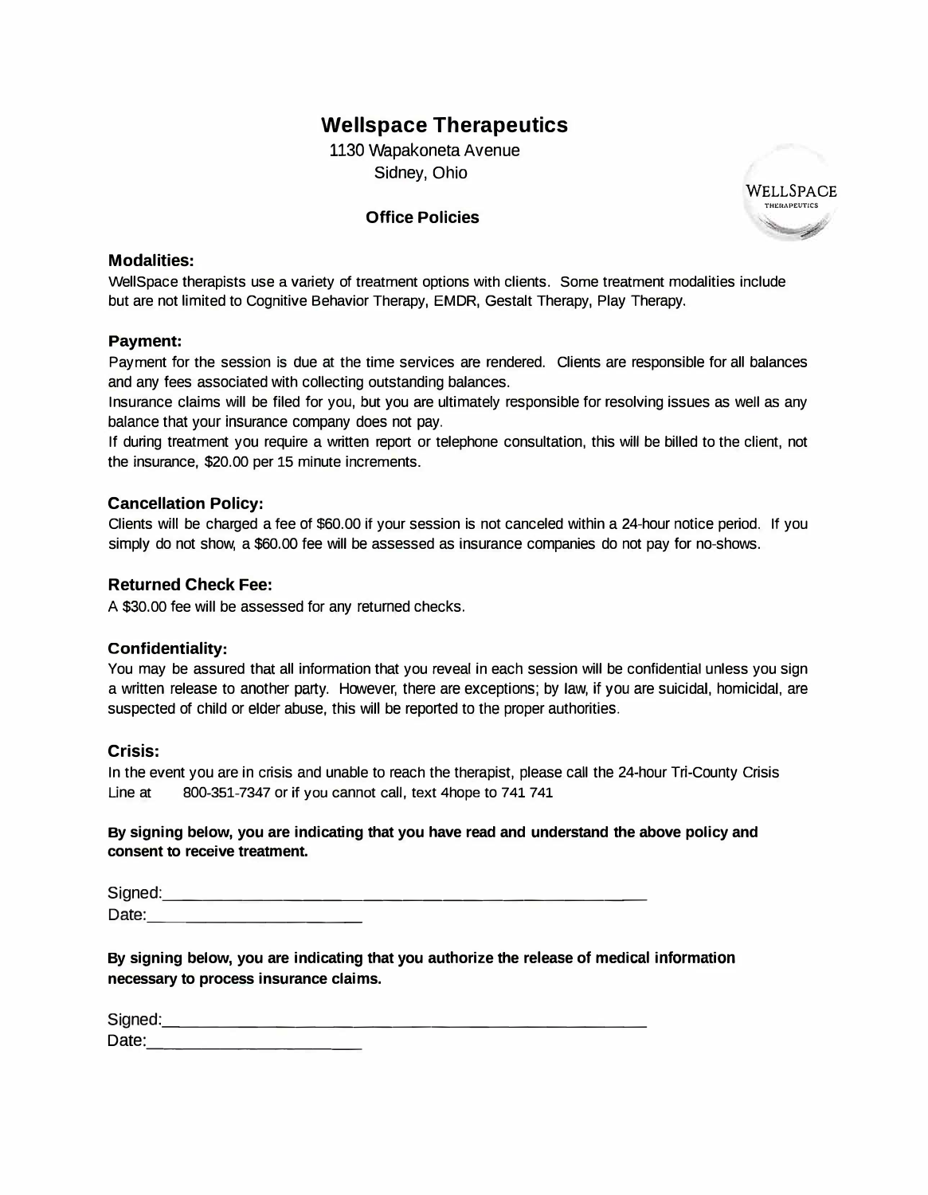# Wellspace Therapeutics

1130 Wapakoneta Avenue
Sidney, Ohio

## Office Policies

### Modalities:

WellSpace therapists use a variety of treatment options with clients. Some treatment modalities include but are not limited to Cognitive Behavior Therapy, EMDR, Gestalt Therapy, Play Therapy.

### Payment:

Payment for the session is due at the time services are rendered. Clients are responsible for all balances and any fees associated with collecting outstanding balances.

Insurance claims will be filed for you, but you are ultimately responsible for resolving issues as well as any balance that your insurance company does not pay.

If during treatment you require a written report or telephone consultation, this will be billed to the client, not the insurance, $20.00 per 15 minute increments.

### Cancellation Policy:

Clients will be charged a fee of $60.00 if your session is not canceled within a 24-hour notice period. If you simply do not show, a $60.00 fee will be assessed as insurance companies do not pay for no-shows.

### Returned Check Fee:

A $30.00 fee will be assessed for any returned checks.

### Confidentiality:

You may be assured that all information that you reveal in each session will be confidential unless you sign a written release to another party. However, there are exceptions; by law, if you are suicidal, homicidal, are suspected of child or elder abuse, this will be reported to the proper authorities.

### Crisis:

In the event you are in crisis and unable to reach the therapist, please call the 24-hour Tri-County Crisis Line at 800-351-7347 or if you cannot call, text 4hope to 741 741

**By signing below, you are indicating that you have read and understand the above policy and consent to receive treatment.**

Signed:_______________________________________________

Date:____________________

**By signing below, you are indicating that you authorize the release of medical information necessary to process insurance claims.**

Signed:_______________________________________________

Date:____________________